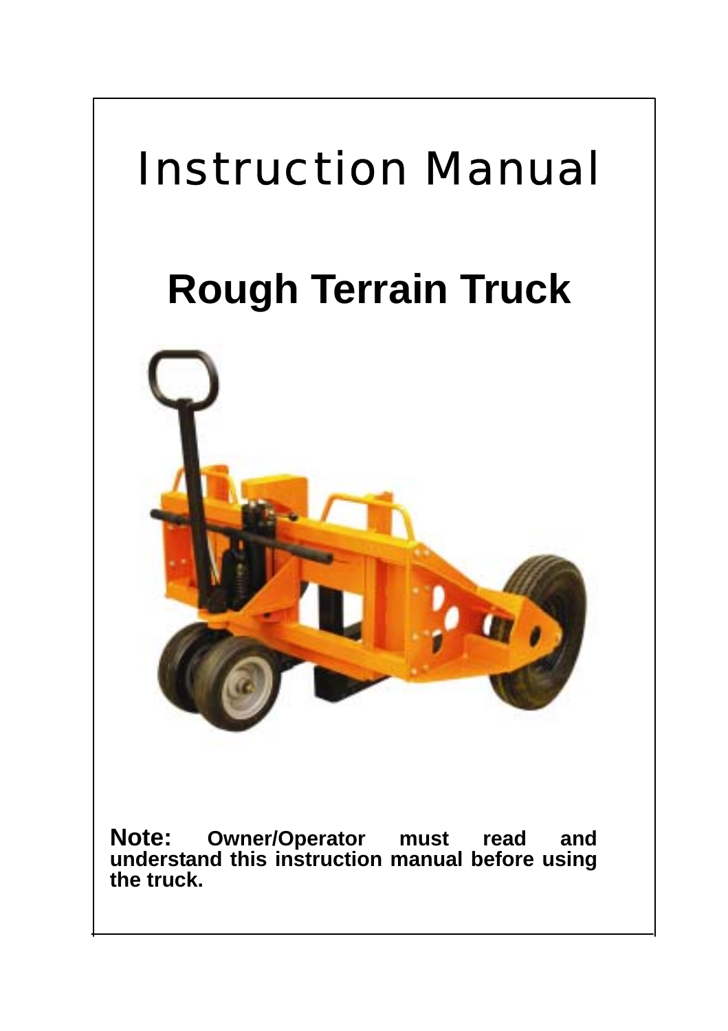# Instruction Manual

# Rough Terrain Truck

**Note:** **Owner/Operator must read and understand this instruction manual before using the truck.**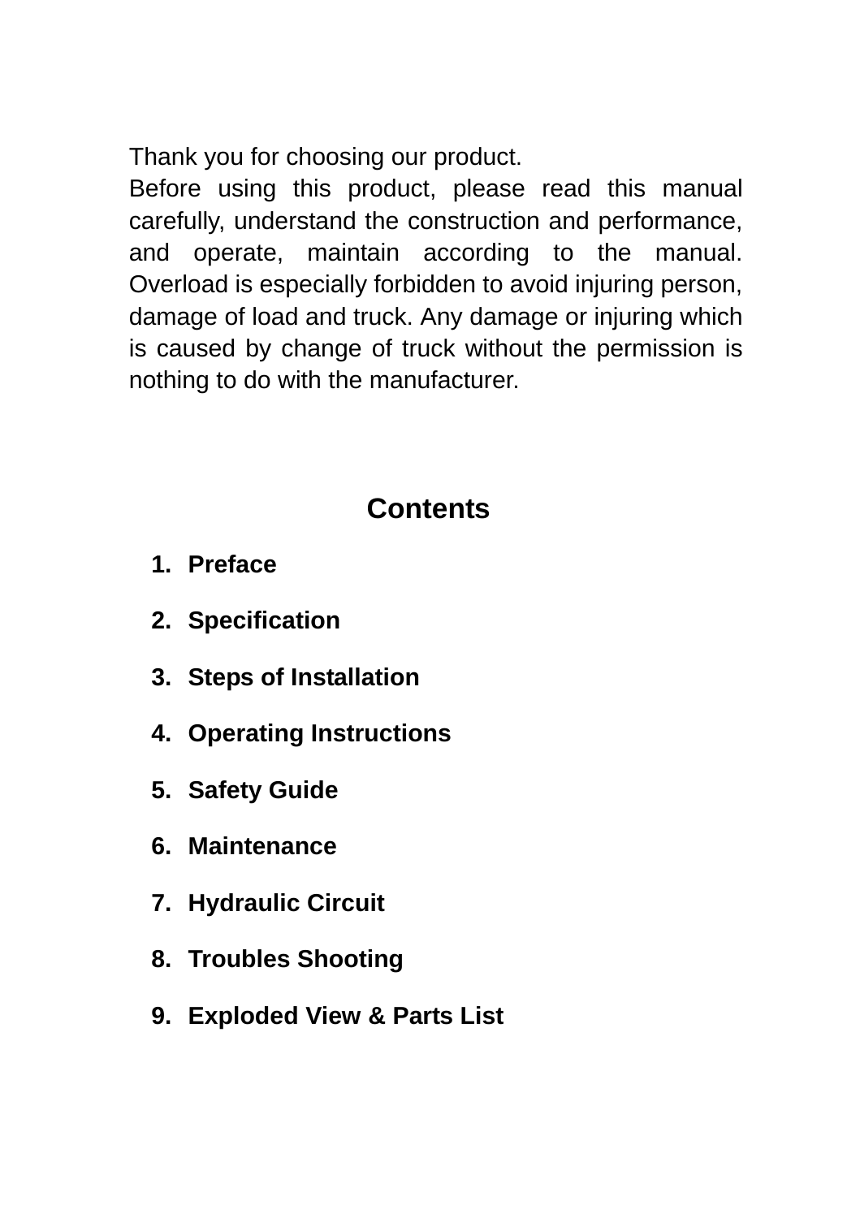Thank you for choosing our product.

Before using this product, please read this manual carefully, understand the construction and performance, and operate, maintain according to the manual. Overload is especially forbidden to avoid injuring person, damage of load and truck. Any damage or injuring which is caused by change of truck without the permission is nothing to do with the manufacturer.

## Contents

1. **Preface**
2. **Specification**
3. **Steps of Installation**
4. **Operating Instructions**
5. **Safety Guide**
6. **Maintenance**
7. **Hydraulic Circuit**
8. **Troubles Shooting**
9. **Exploded View & Parts List**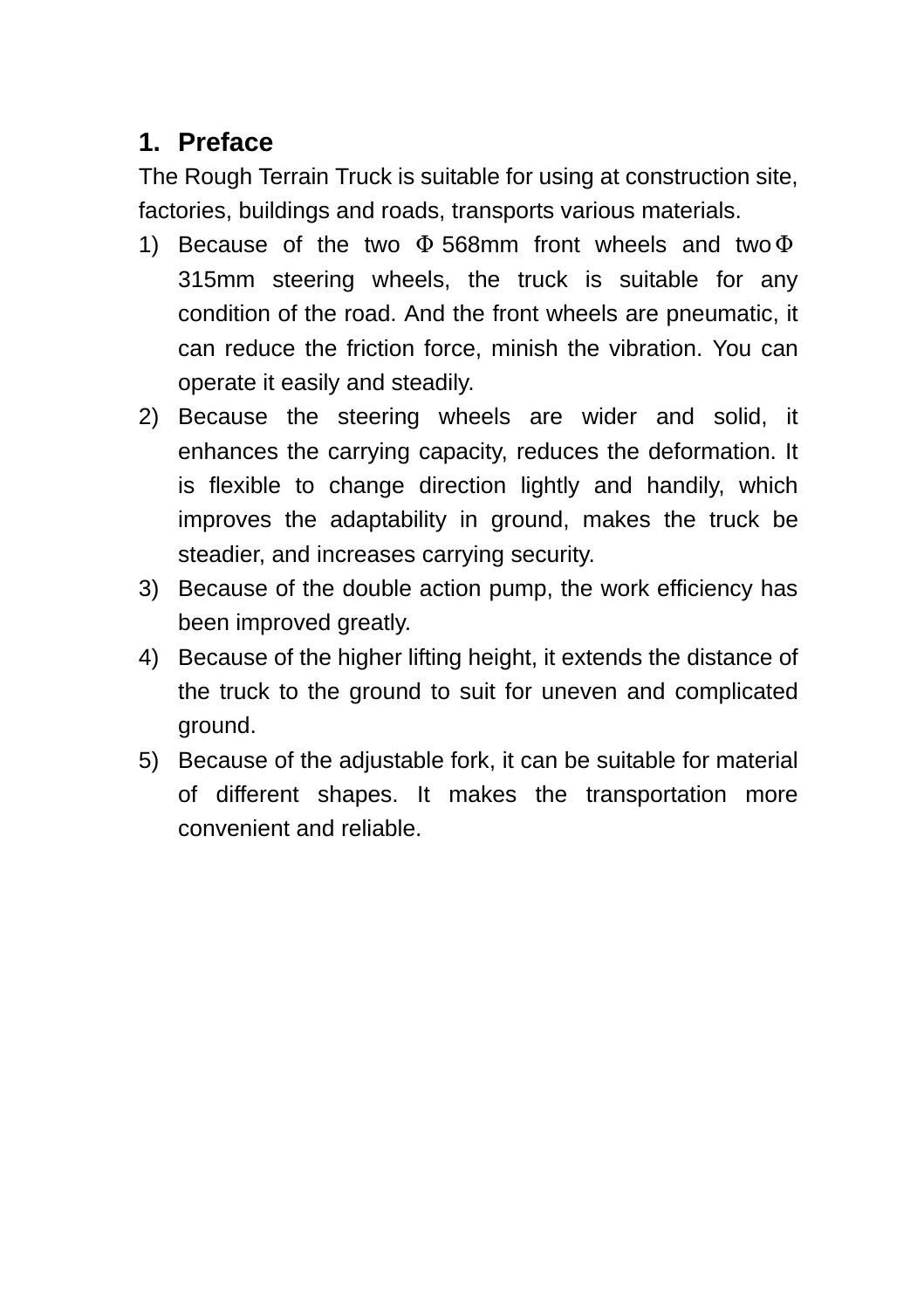# 1. Preface

The Rough Terrain Truck is suitable for using at construction site, factories, buildings and roads, transports various materials.

1) Because of the two Φ568mm front wheels and two Φ315mm steering wheels, the truck is suitable for any condition of the road. And the front wheels are pneumatic, it can reduce the friction force, minish the vibration. You can operate it easily and steadily.
2) Because the steering wheels are wider and solid, it enhances the carrying capacity, reduces the deformation. It is flexible to change direction lightly and handily, which improves the adaptability in ground, makes the truck be steadier, and increases carrying security.
3) Because of the double action pump, the work efficiency has been improved greatly.
4) Because of the higher lifting height, it extends the distance of the truck to the ground to suit for uneven and complicated ground.
5) Because of the adjustable fork, it can be suitable for material of different shapes. It makes the transportation more convenient and reliable.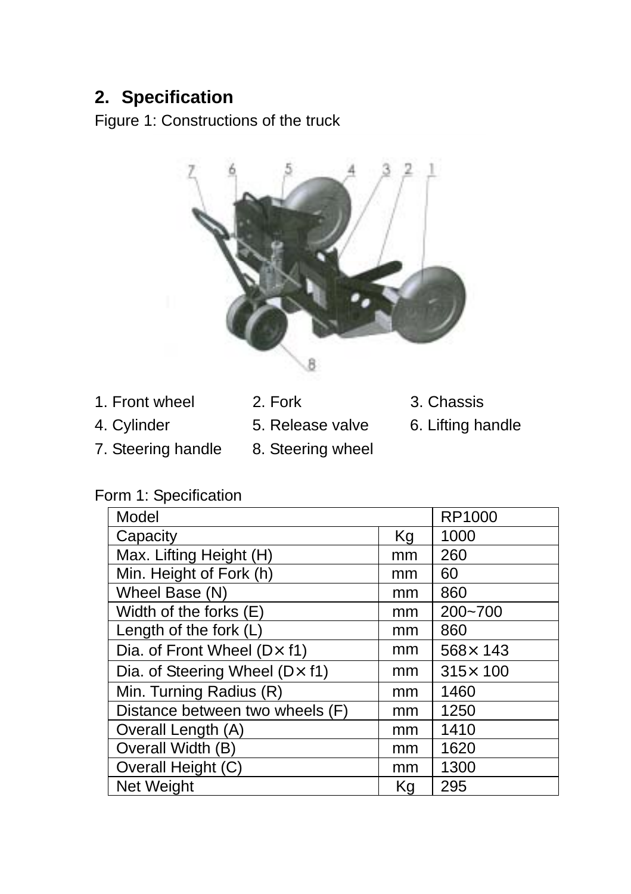## 2. Specification

Figure 1: Constructions of the truck

| | | |
|---|---|---|
| 1. Front wheel | 2. Fork | 3. Chassis |
| 4. Cylinder | 5. Release valve | 6. Lifting handle |
| 7. Steering handle | 8. Steering wheel | |

Form 1: Specification

| Model | | RP1000 |
|---|---|---|
| Capacity | Kg | 1000 |
| Max. Lifting Height (H) | mm | 260 |
| Min. Height of Fork (h) | mm | 60 |
| Wheel Base (N) | mm | 860 |
| Width of the forks (E) | mm | 200~700 |
| Length of the fork (L) | mm | 860 |
| Dia. of Front Wheel (D× f1) | mm | 568× 143 |
| Dia. of Steering Wheel (D× f1) | mm | 315× 100 |
| Min. Turning Radius (R) | mm | 1460 |
| Distance between two wheels (F) | mm | 1250 |
| Overall Length (A) | mm | 1410 |
| Overall Width (B) | mm | 1620 |
| Overall Height (C) | mm | 1300 |
| Net Weight | Kg | 295 |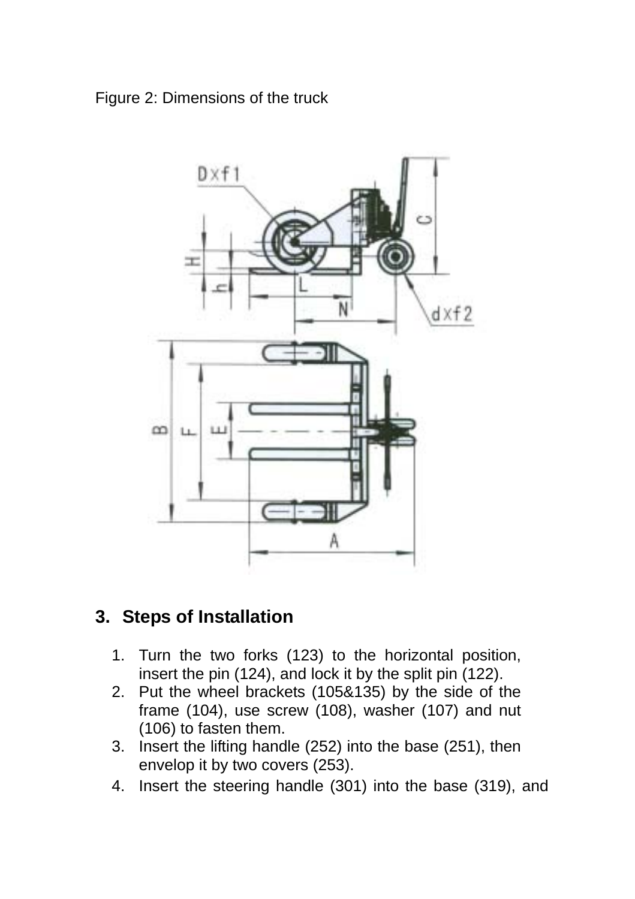Figure 2: Dimensions of the truck

## 3. Steps of Installation

1. Turn the two forks (123) to the horizontal position, insert the pin (124), and lock it by the split pin (122).
2. Put the wheel brackets (105&135) by the side of the frame (104), use screw (108), washer (107) and nut (106) to fasten them.
3. Insert the lifting handle (252) into the base (251), then envelop it by two covers (253).
4. Insert the steering handle (301) into the base (319), and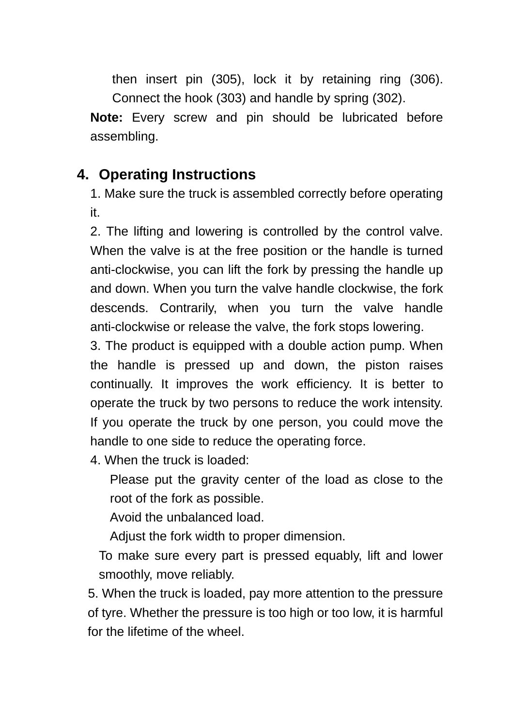then insert pin (305), lock it by retaining ring (306). Connect the hook (303) and handle by spring (302).

**Note:** Every screw and pin should be lubricated before assembling.

## 4. Operating Instructions

1. Make sure the truck is assembled correctly before operating it.

2. The lifting and lowering is controlled by the control valve. When the valve is at the free position or the handle is turned anti-clockwise, you can lift the fork by pressing the handle up and down. When you turn the valve handle clockwise, the fork descends. Contrarily, when you turn the valve handle anti-clockwise or release the valve, the fork stops lowering.

3. The product is equipped with a double action pump. When the handle is pressed up and down, the piston raises continually. It improves the work efficiency. It is better to operate the truck by two persons to reduce the work intensity. If you operate the truck by one person, you could move the handle to one side to reduce the operating force.

4. When the truck is loaded:

   Please put the gravity center of the load as close to the root of the fork as possible.

   Avoid the unbalanced load.

   Adjust the fork width to proper dimension.

   To make sure every part is pressed equably, lift and lower smoothly, move reliably.

5. When the truck is loaded, pay more attention to the pressure of tyre. Whether the pressure is too high or too low, it is harmful for the lifetime of the wheel.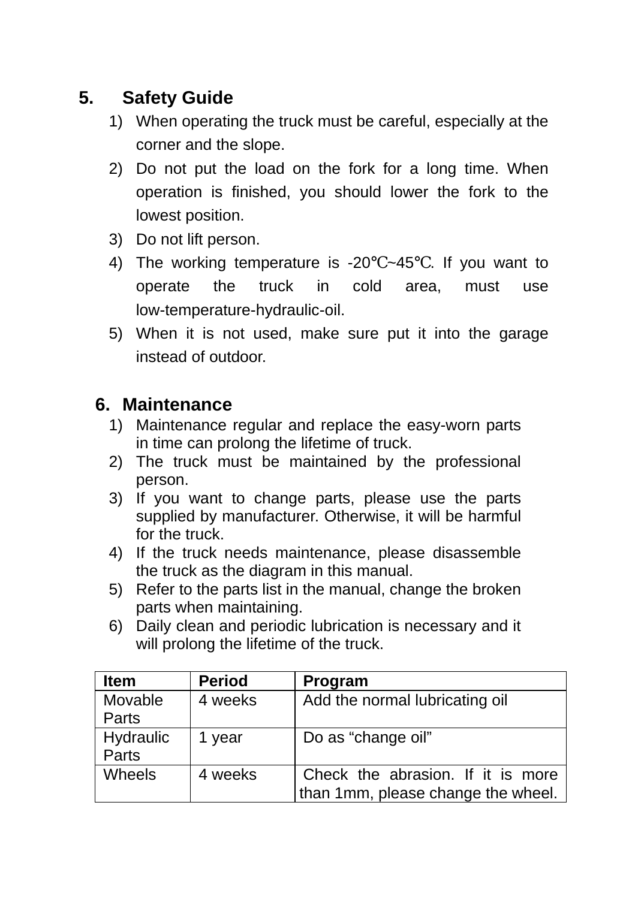## 5. Safety Guide

1) When operating the truck must be careful, especially at the corner and the slope.
2) Do not put the load on the fork for a long time. When operation is finished, you should lower the fork to the lowest position.
3) Do not lift person.
4) The working temperature is -20℃~45℃. If you want to operate the truck in cold area, must use low-temperature-hydraulic-oil.
5) When it is not used, make sure put it into the garage instead of outdoor.

## 6. Maintenance

1) Maintenance regular and replace the easy-worn parts in time can prolong the lifetime of truck.
2) The truck must be maintained by the professional person.
3) If you want to change parts, please use the parts supplied by manufacturer. Otherwise, it will be harmful for the truck.
4) If the truck needs maintenance, please disassemble the truck as the diagram in this manual.
5) Refer to the parts list in the manual, change the broken parts when maintaining.
6) Daily clean and periodic lubrication is necessary and it will prolong the lifetime of the truck.

| Item | Period | Program |
|---|---|---|
| Movable Parts | 4 weeks | Add the normal lubricating oil |
| Hydraulic Parts | 1 year | Do as “change oil” |
| Wheels | 4 weeks | Check the abrasion. If it is more than 1mm, please change the wheel. |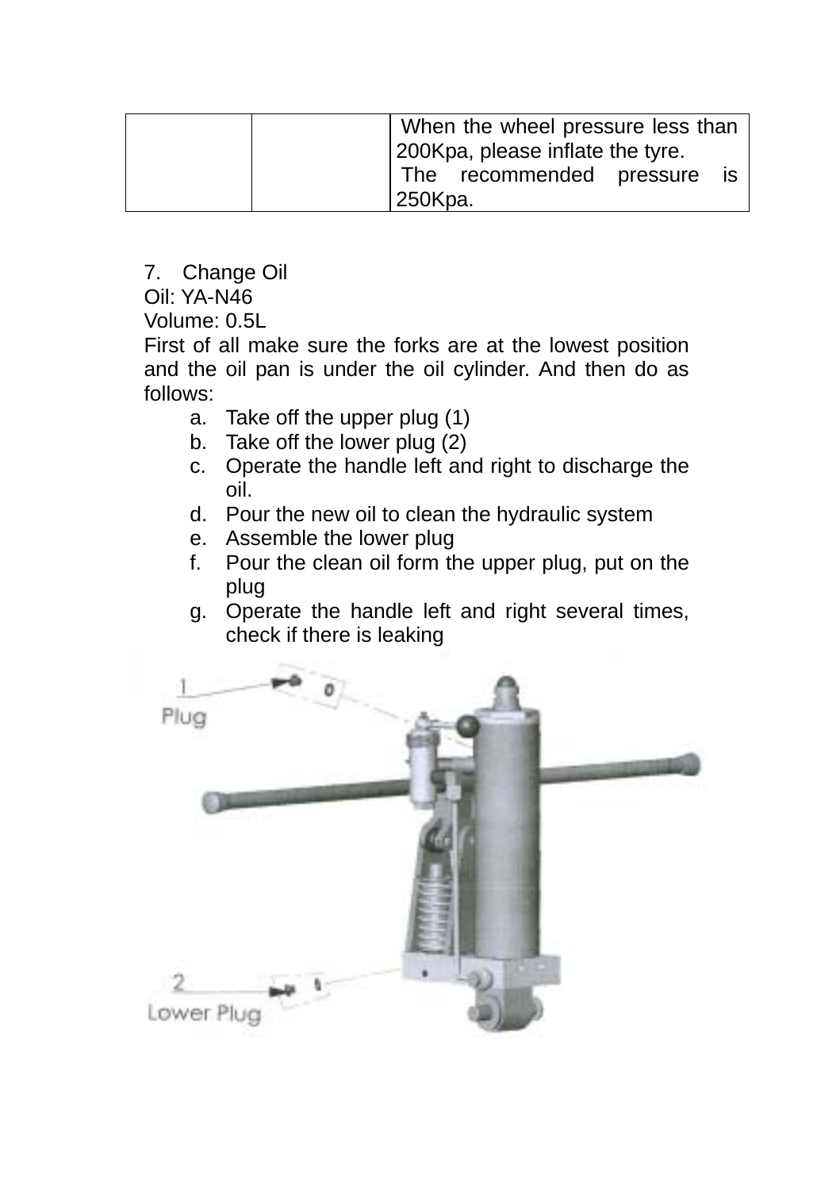|  |  | When the wheel pressure less than 200Kpa, please inflate the tyre. The recommended pressure is 250Kpa. |
|---|---|---|

7. Change Oil

Oil: YA-N46

Volume: 0.5L

First of all make sure the forks are at the lowest position and the oil pan is under the oil cylinder. And then do as follows:

a. Take off the upper plug (1)
b. Take off the lower plug (2)
c. Operate the handle left and right to discharge the oil.
d. Pour the new oil to clean the hydraulic system
e. Assemble the lower plug
f. Pour the clean oil form the upper plug, put on the plug
g. Operate the handle left and right several times, check if there is leaking

1 Plug

2 Lower Plug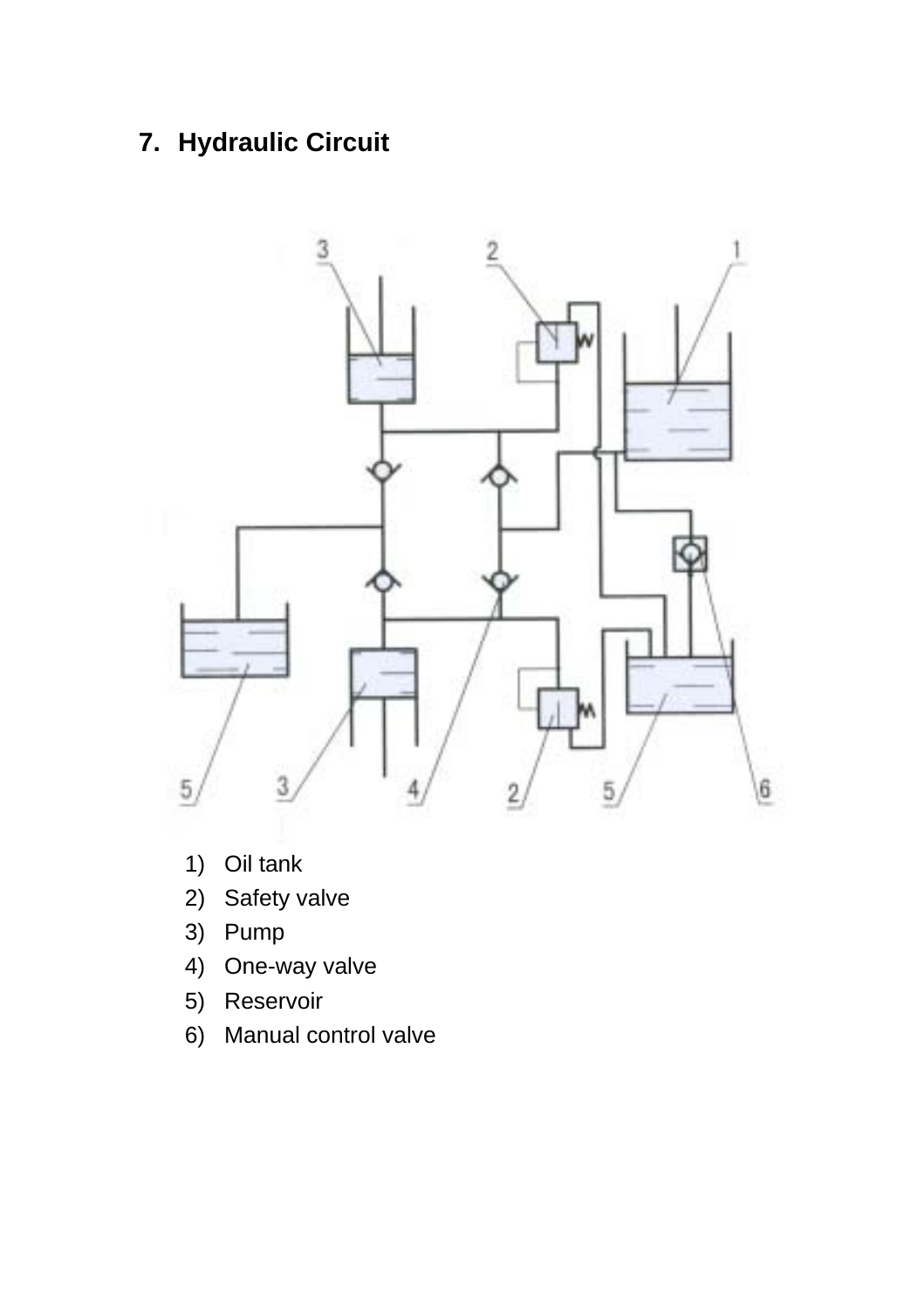## 7. Hydraulic Circuit

1) Oil tank
2) Safety valve
3) Pump
4) One-way valve
5) Reservoir
6) Manual control valve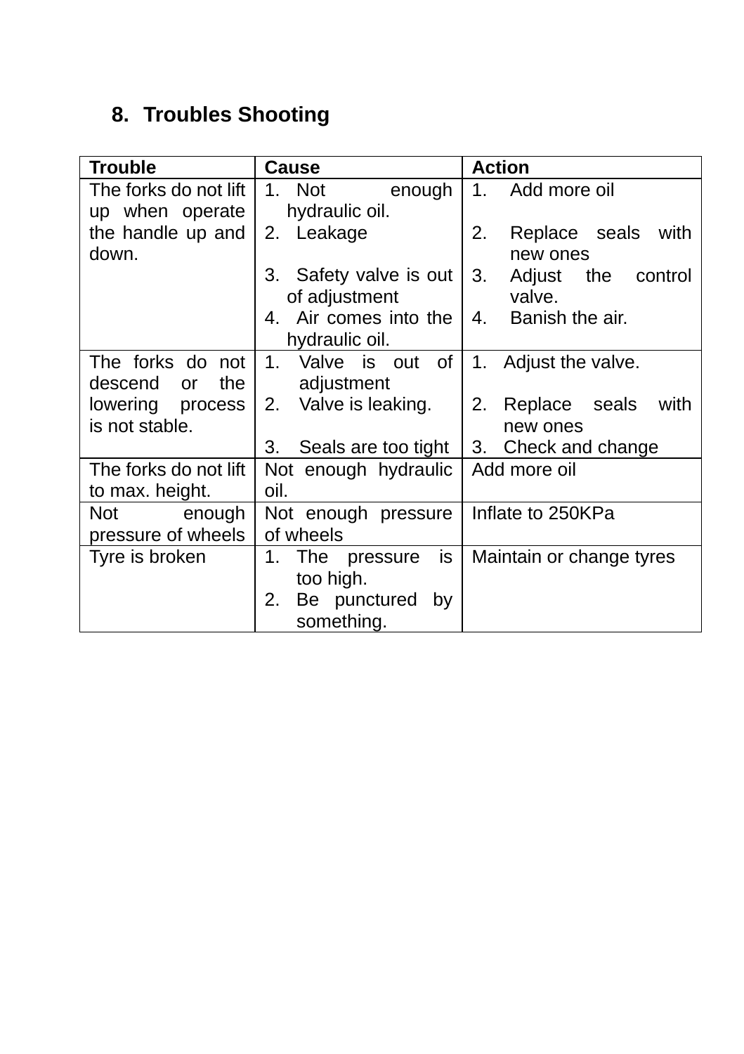## 8. Troubles Shooting

| Trouble | Cause | Action |
|---|---|---|
| The forks do not lift up when operate the handle up and down. | 1. Not enough hydraulic oil.<br>2. Leakage<br>3. Safety valve is out of adjustment<br>4. Air comes into the hydraulic oil. | 1. Add more oil<br>2. Replace seals with new ones<br>3. Adjust the control valve.<br>4. Banish the air. |
| The forks do not descend or the lowering process is not stable. | 1. Valve is out of adjustment<br>2. Valve is leaking.<br>3. Seals are too tight | 1. Adjust the valve.<br>2. Replace seals with new ones<br>3. Check and change |
| The forks do not lift to max. height. | Not enough hydraulic oil. | Add more oil |
| Not enough pressure of wheels | Not enough pressure of wheels | Inflate to 250KPa |
| Tyre is broken | 1. The pressure is too high.<br>2. Be punctured by something. | Maintain or change tyres |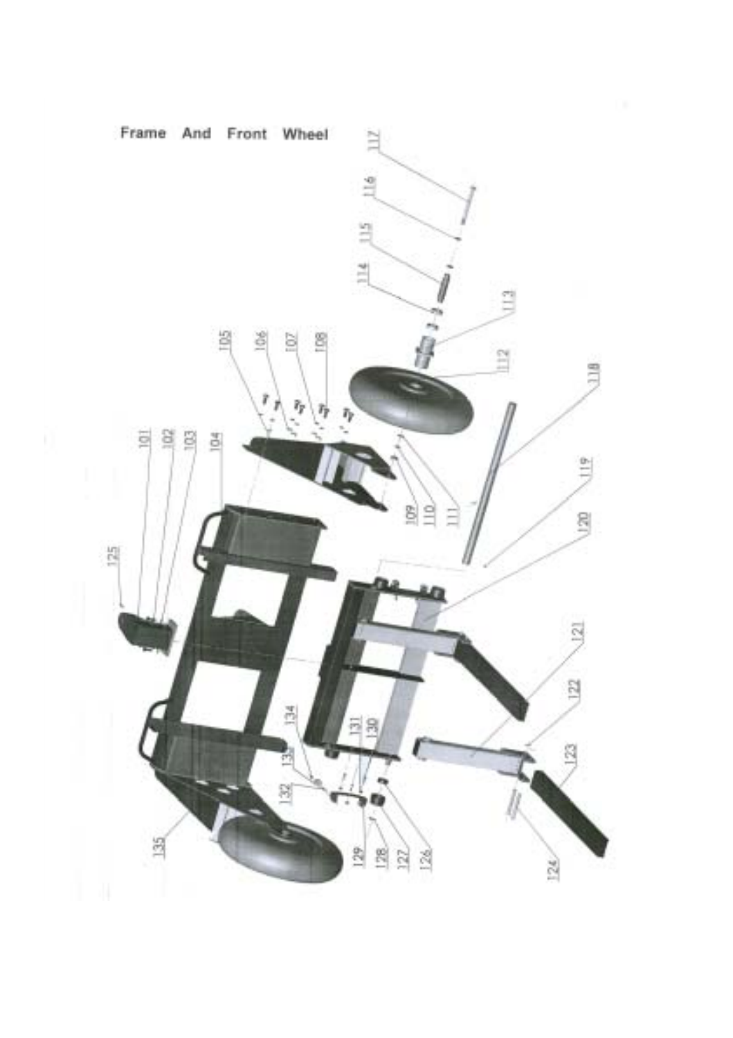## Frame And Front Wheel

101
102
103
104
105
106
107
108
109
110
111
112
113
114
115
116
117
118
119
120
121
122
123
124
125
126
127
128
129
130
131
132
133
134
135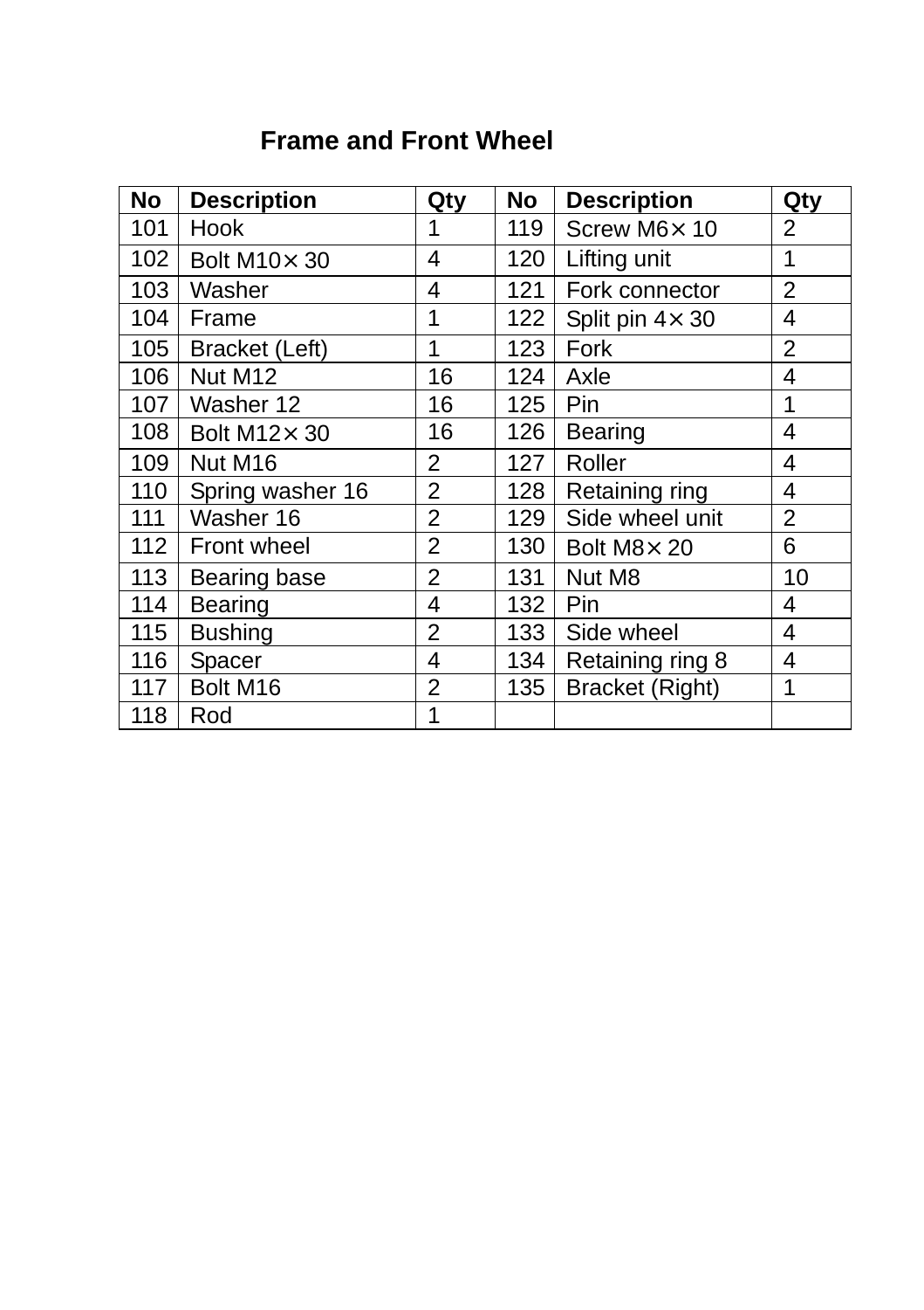## Frame and Front Wheel

| No | Description | Qty | No | Description | Qty |
|---|---|---|---|---|---|
| 101 | Hook | 1 | 119 | Screw M6× 10 | 2 |
| 102 | Bolt M10× 30 | 4 | 120 | Lifting unit | 1 |
| 103 | Washer | 4 | 121 | Fork connector | 2 |
| 104 | Frame | 1 | 122 | Split pin 4× 30 | 4 |
| 105 | Bracket (Left) | 1 | 123 | Fork | 2 |
| 106 | Nut M12 | 16 | 124 | Axle | 4 |
| 107 | Washer 12 | 16 | 125 | Pin | 1 |
| 108 | Bolt M12× 30 | 16 | 126 | Bearing | 4 |
| 109 | Nut M16 | 2 | 127 | Roller | 4 |
| 110 | Spring washer 16 | 2 | 128 | Retaining ring | 4 |
| 111 | Washer 16 | 2 | 129 | Side wheel unit | 2 |
| 112 | Front wheel | 2 | 130 | Bolt M8× 20 | 6 |
| 113 | Bearing base | 2 | 131 | Nut M8 | 10 |
| 114 | Bearing | 4 | 132 | Pin | 4 |
| 115 | Bushing | 2 | 133 | Side wheel | 4 |
| 116 | Spacer | 4 | 134 | Retaining ring 8 | 4 |
| 117 | Bolt M16 | 2 | 135 | Bracket (Right) | 1 |
| 118 | Rod | 1 | | | |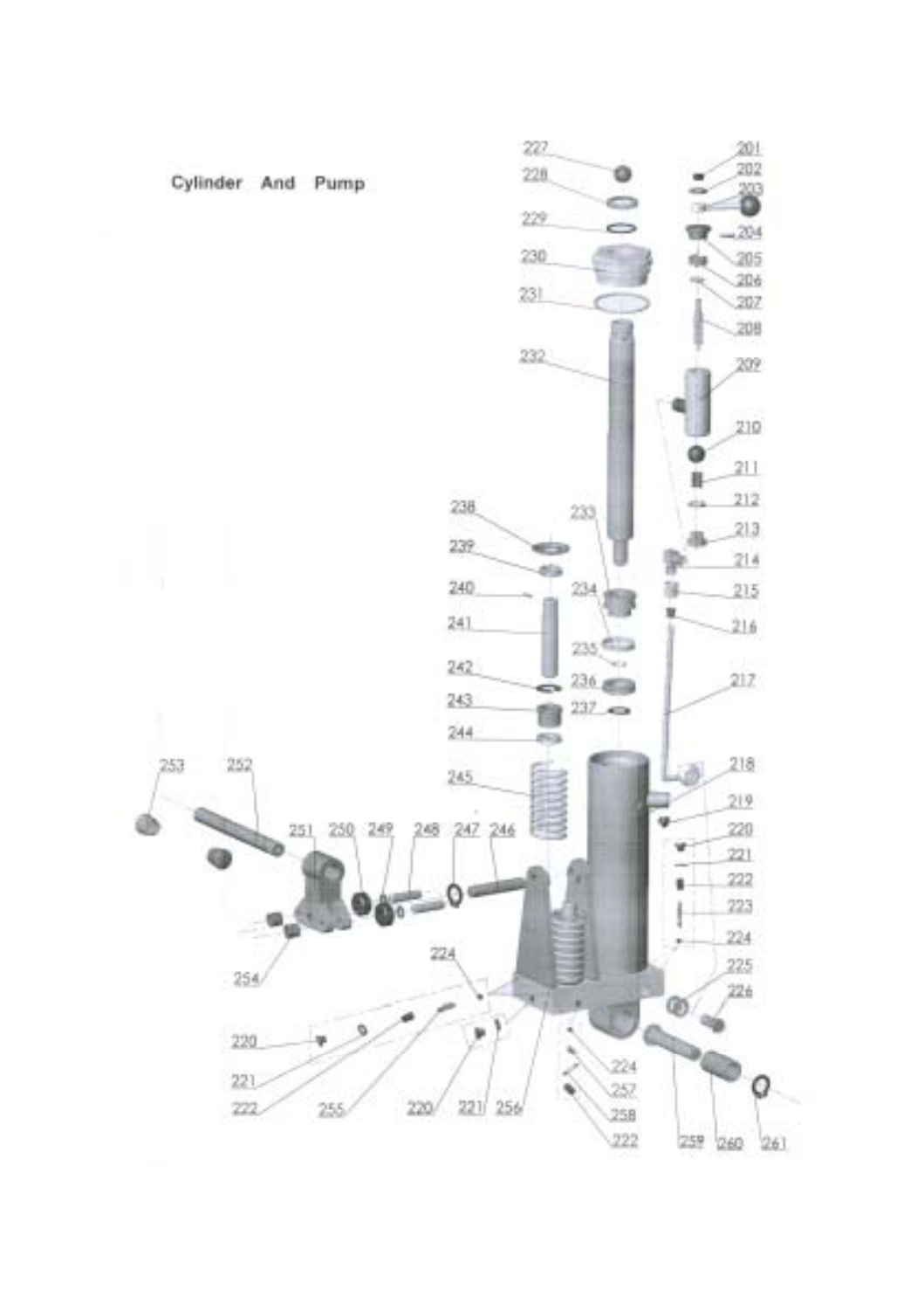## Cylinder And Pump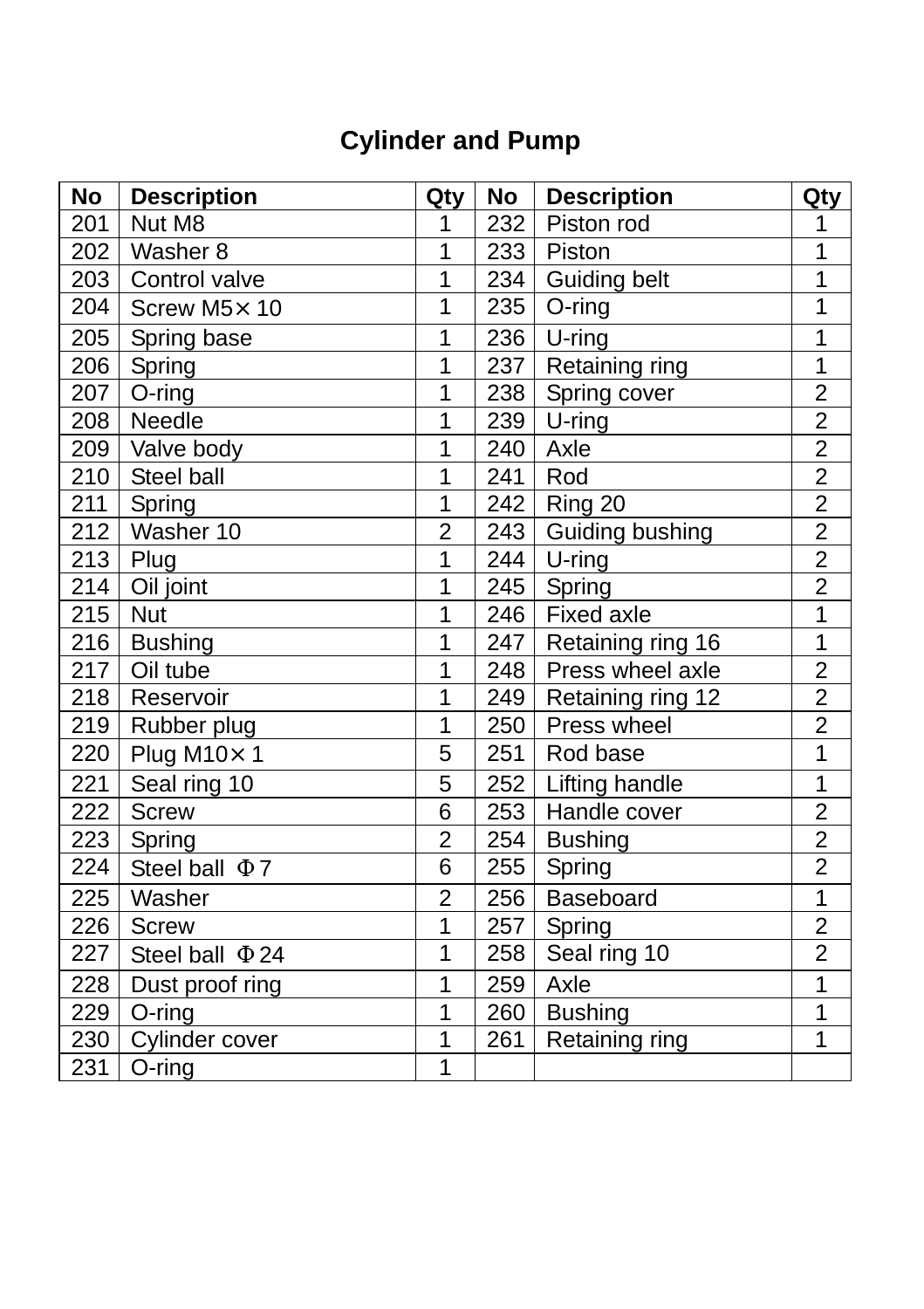## Cylinder and Pump

| No | Description | Qty | No | Description | Qty |
|---|---|---|---|---|---|
| 201 | Nut M8 | 1 | 232 | Piston rod | 1 |
| 202 | Washer 8 | 1 | 233 | Piston | 1 |
| 203 | Control valve | 1 | 234 | Guiding belt | 1 |
| 204 | Screw M5× 10 | 1 | 235 | O-ring | 1 |
| 205 | Spring base | 1 | 236 | U-ring | 1 |
| 206 | Spring | 1 | 237 | Retaining ring | 1 |
| 207 | O-ring | 1 | 238 | Spring cover | 2 |
| 208 | Needle | 1 | 239 | U-ring | 2 |
| 209 | Valve body | 1 | 240 | Axle | 2 |
| 210 | Steel ball | 1 | 241 | Rod | 2 |
| 211 | Spring | 1 | 242 | Ring 20 | 2 |
| 212 | Washer 10 | 2 | 243 | Guiding bushing | 2 |
| 213 | Plug | 1 | 244 | U-ring | 2 |
| 214 | Oil joint | 1 | 245 | Spring | 2 |
| 215 | Nut | 1 | 246 | Fixed axle | 1 |
| 216 | Bushing | 1 | 247 | Retaining ring 16 | 1 |
| 217 | Oil tube | 1 | 248 | Press wheel axle | 2 |
| 218 | Reservoir | 1 | 249 | Retaining ring 12 | 2 |
| 219 | Rubber plug | 1 | 250 | Press wheel | 2 |
| 220 | Plug M10× 1 | 5 | 251 | Rod base | 1 |
| 221 | Seal ring 10 | 5 | 252 | Lifting handle | 1 |
| 222 | Screw | 6 | 253 | Handle cover | 2 |
| 223 | Spring | 2 | 254 | Bushing | 2 |
| 224 | Steel ball Φ7 | 6 | 255 | Spring | 2 |
| 225 | Washer | 2 | 256 | Baseboard | 1 |
| 226 | Screw | 1 | 257 | Spring | 2 |
| 227 | Steel ball Φ24 | 1 | 258 | Seal ring 10 | 2 |
| 228 | Dust proof ring | 1 | 259 | Axle | 1 |
| 229 | O-ring | 1 | 260 | Bushing | 1 |
| 230 | Cylinder cover | 1 | 261 | Retaining ring | 1 |
| 231 | O-ring | 1 | | | |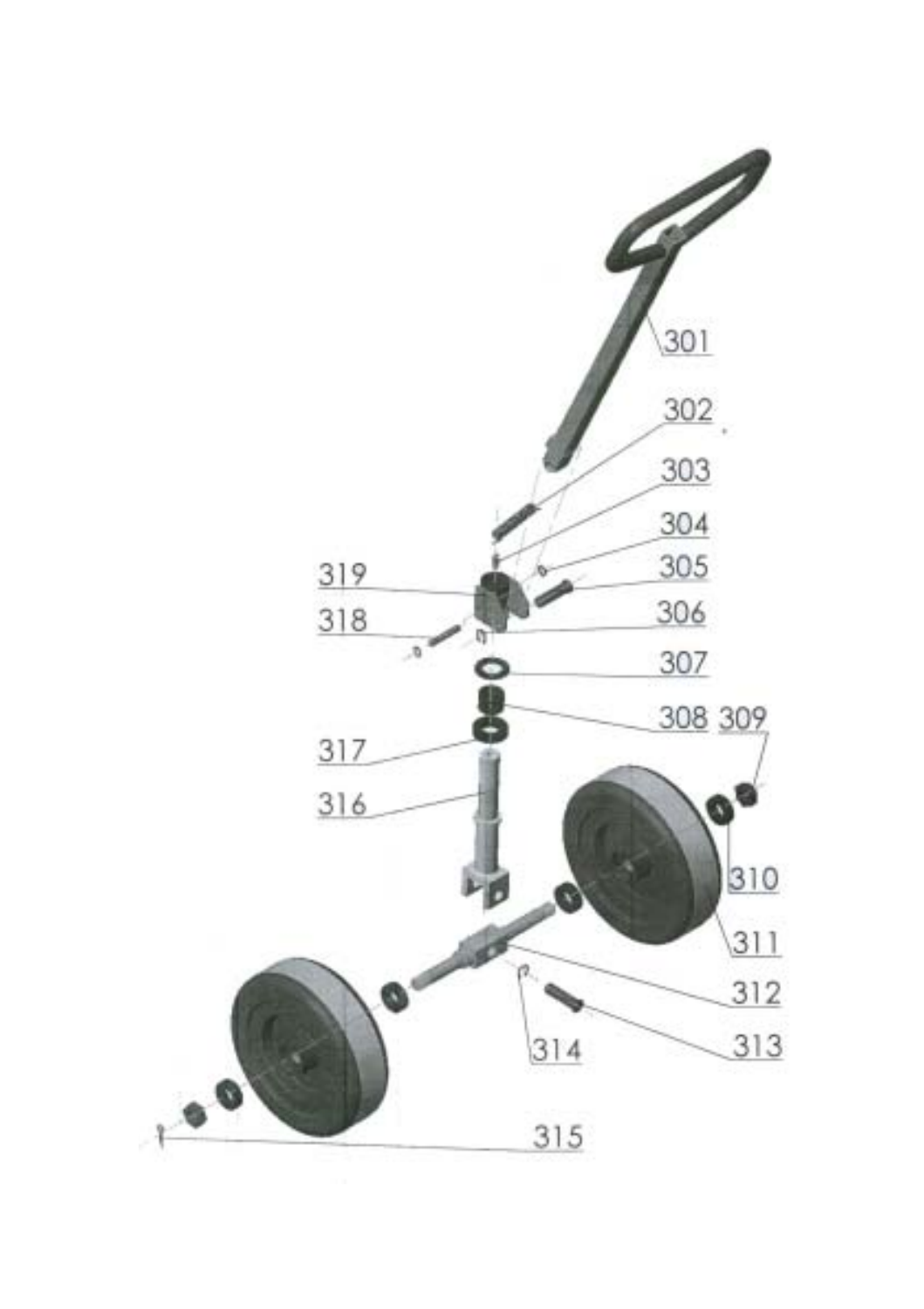301

302

303

304

305

306

307

308 309

310

311

312

313

314

315

316

317

318

319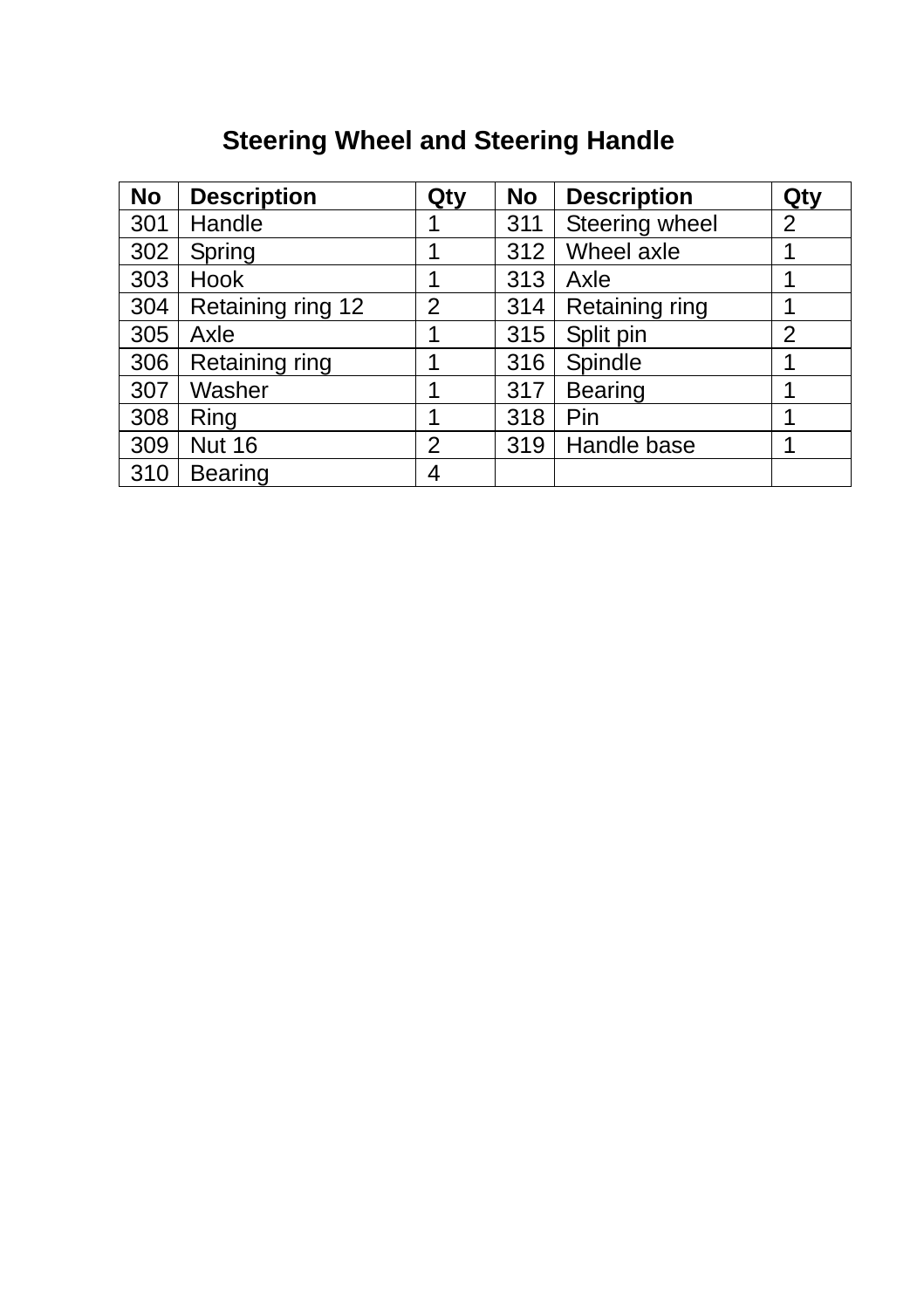## Steering Wheel and Steering Handle

| No | Description | Qty | No | Description | Qty |
|---|---|---|---|---|---|
| 301 | Handle | 1 | 311 | Steering wheel | 2 |
| 302 | Spring | 1 | 312 | Wheel axle | 1 |
| 303 | Hook | 1 | 313 | Axle | 1 |
| 304 | Retaining ring 12 | 2 | 314 | Retaining ring | 1 |
| 305 | Axle | 1 | 315 | Split pin | 2 |
| 306 | Retaining ring | 1 | 316 | Spindle | 1 |
| 307 | Washer | 1 | 317 | Bearing | 1 |
| 308 | Ring | 1 | 318 | Pin | 1 |
| 309 | Nut 16 | 2 | 319 | Handle base | 1 |
| 310 | Bearing | 4 | | | |